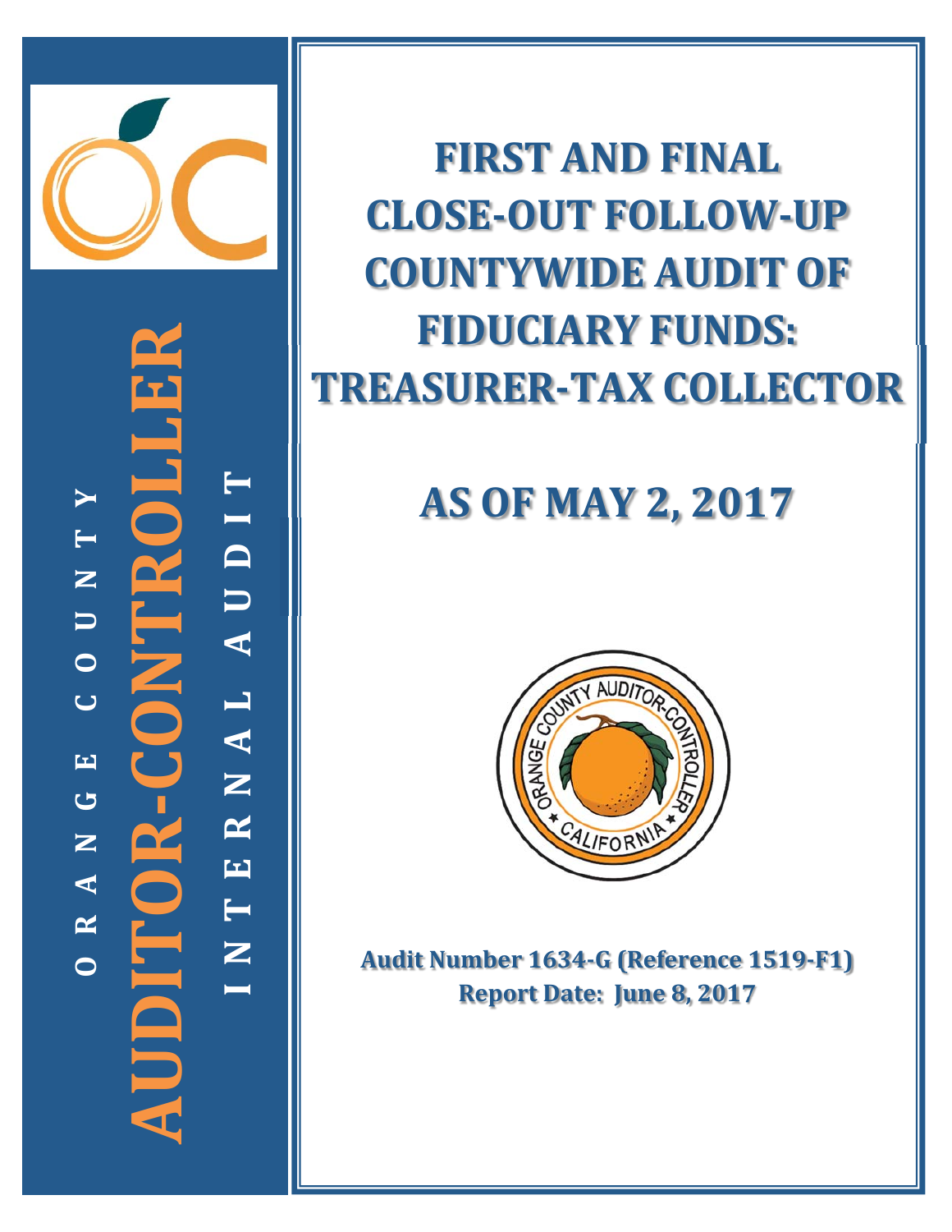ORANGE COUNTY

AUDITOR-CONTROLLER

INTERNAL AUDIT

# FIRST AND FINAL CLOSE-OUT FOLLOW-UP COUNTYWIDE AUDIT OF FIDUCIARY FUNDS: TREASURER-TAX COLLECTOR

## AS OF MAY 2, 2017

**Audit Number 1634-G (Reference 1519-F1)**
**Report Date: June 8, 2017**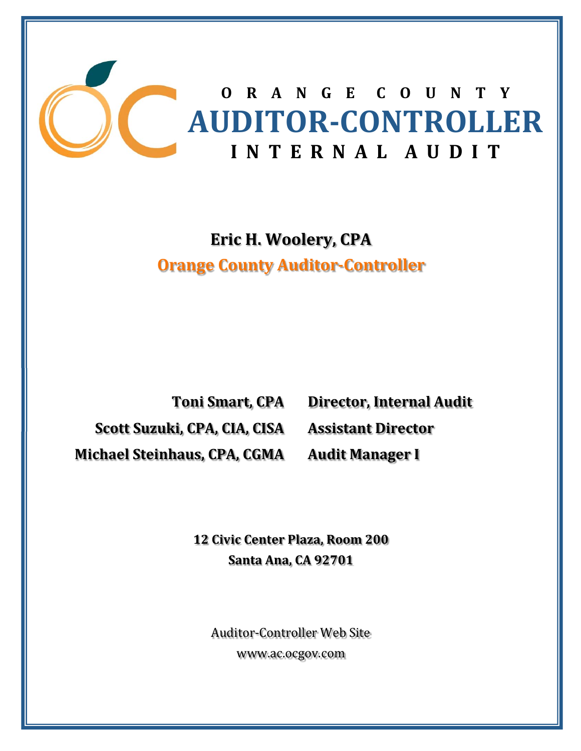# ORANGE COUNTY
# AUDITOR-CONTROLLER
## INTERNAL AUDIT

**Eric H. Woolery, CPA**

**Orange County Auditor-Controller**

| | |
|---|---|
| **Toni Smart, CPA** | **Director, Internal Audit** |
| **Scott Suzuki, CPA, CIA, CISA** | **Assistant Director** |
| **Michael Steinhaus, CPA, CGMA** | **Audit Manager I** |

**12 Civic Center Plaza, Room 200**
**Santa Ana, CA 92701**

Auditor-Controller Web Site
www.ac.ocgov.com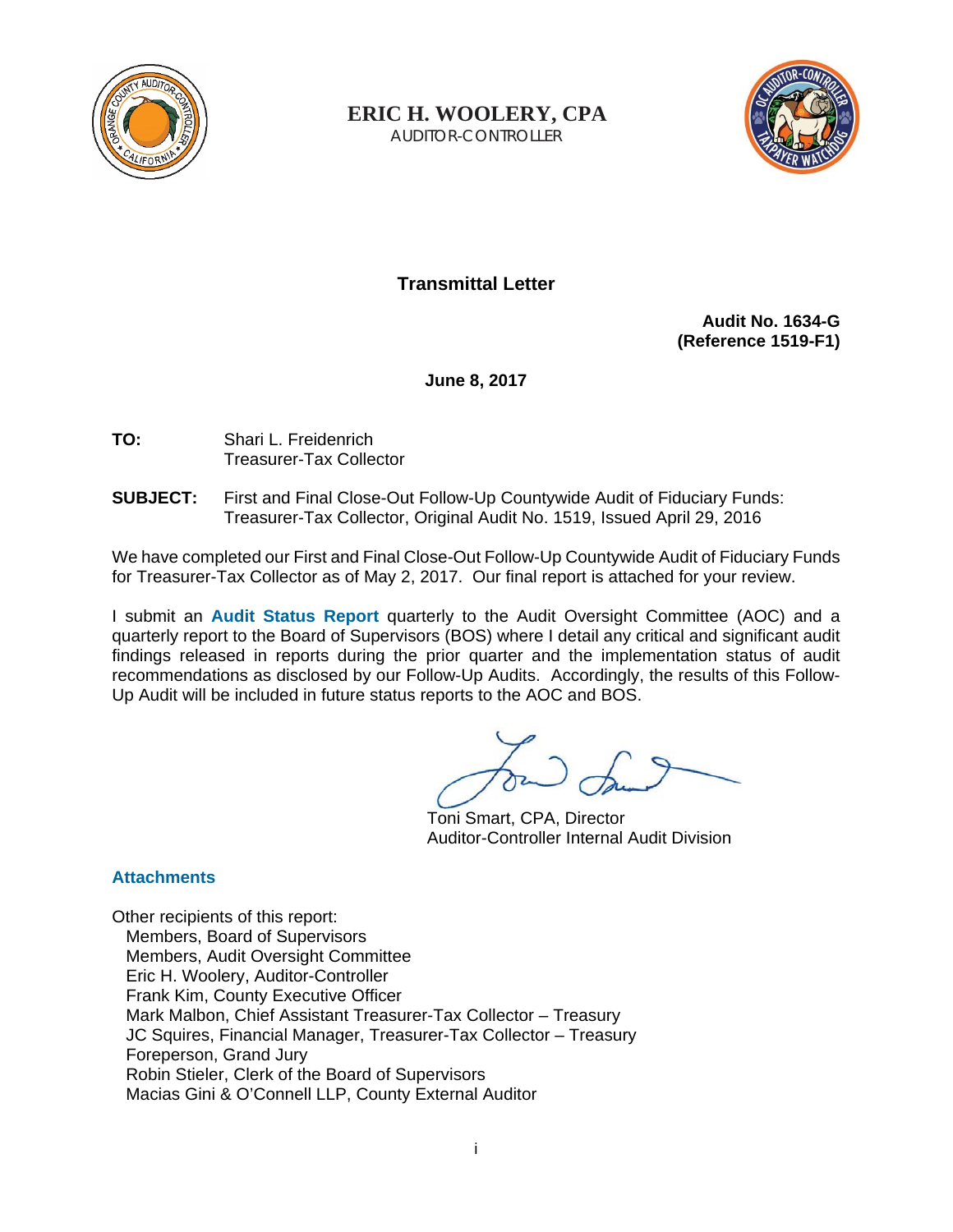**ERIC H. WOOLERY, CPA**
AUDITOR-CONTROLLER

## Transmittal Letter

**Audit No. 1634-G**
**(Reference 1519-F1)**

**June 8, 2017**

**TO:** Shari L. Freidenrich
Treasurer-Tax Collector

**SUBJECT:** First and Final Close-Out Follow-Up Countywide Audit of Fiduciary Funds: Treasurer-Tax Collector, Original Audit No. 1519, Issued April 29, 2016

We have completed our First and Final Close-Out Follow-Up Countywide Audit of Fiduciary Funds for Treasurer-Tax Collector as of May 2, 2017. Our final report is attached for your review.

I submit an **Audit Status Report** quarterly to the Audit Oversight Committee (AOC) and a quarterly report to the Board of Supervisors (BOS) where I detail any critical and significant audit findings released in reports during the prior quarter and the implementation status of audit recommendations as disclosed by our Follow-Up Audits. Accordingly, the results of this Follow-Up Audit will be included in future status reports to the AOC and BOS.

Toni Smart, CPA, Director
Auditor-Controller Internal Audit Division

**Attachments**

Other recipients of this report:
- Members, Board of Supervisors
- Members, Audit Oversight Committee
- Eric H. Woolery, Auditor-Controller
- Frank Kim, County Executive Officer
- Mark Malbon, Chief Assistant Treasurer-Tax Collector – Treasury
- JC Squires, Financial Manager, Treasurer-Tax Collector – Treasury
- Foreperson, Grand Jury
- Robin Stieler, Clerk of the Board of Supervisors
- Macias Gini & O'Connell LLP, County External Auditor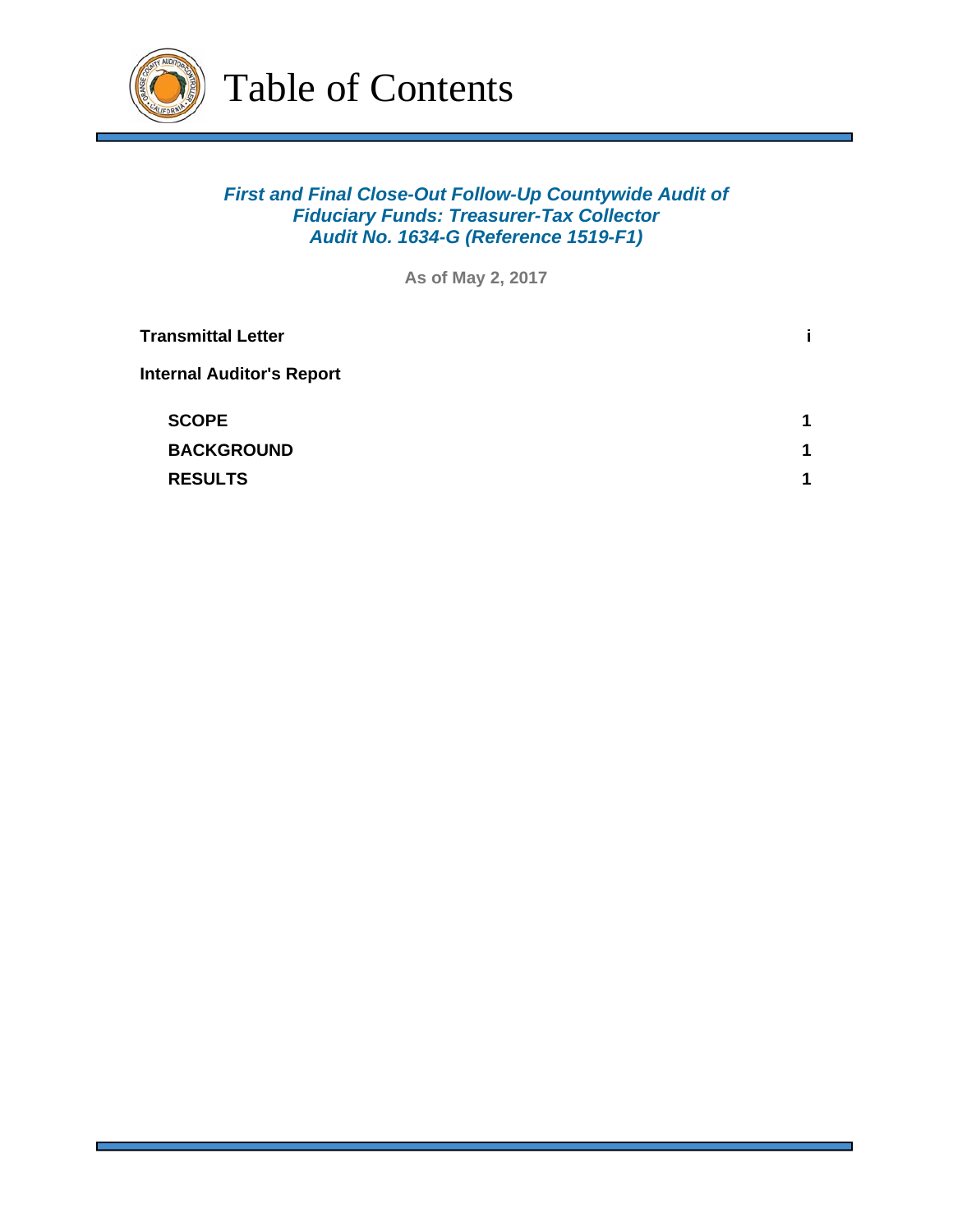# Table of Contents

***First and Final Close-Out Follow-Up Countywide Audit of Fiduciary Funds: Treasurer-Tax Collector***
***Audit No. 1634-G (Reference 1519-F1)***

**As of May 2, 2017**

| | |
|---|---|
| **Transmittal Letter** | **i** |
| **Internal Auditor's Report** | |
| **SCOPE** | **1** |
| **BACKGROUND** | **1** |
| **RESULTS** | **1** |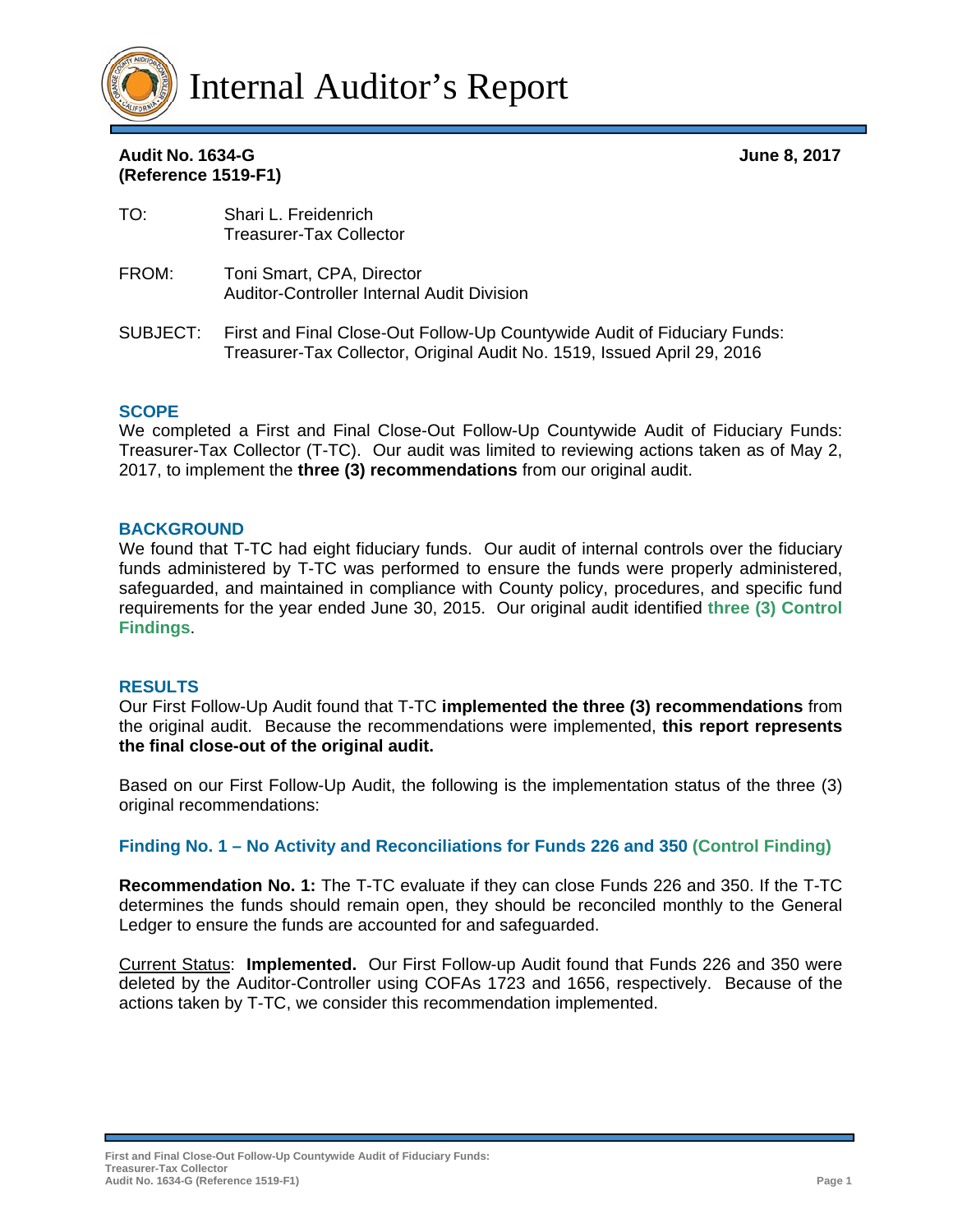# Internal Auditor's Report

**Audit No. 1634-G** **June 8, 2017**
**(Reference 1519-F1)**

TO: Shari L. Freidenrich
Treasurer-Tax Collector

FROM: Toni Smart, CPA, Director
Auditor-Controller Internal Audit Division

SUBJECT: First and Final Close-Out Follow-Up Countywide Audit of Fiduciary Funds: Treasurer-Tax Collector, Original Audit No. 1519, Issued April 29, 2016

## SCOPE

We completed a First and Final Close-Out Follow-Up Countywide Audit of Fiduciary Funds: Treasurer-Tax Collector (T-TC). Our audit was limited to reviewing actions taken as of May 2, 2017, to implement the **three (3) recommendations** from our original audit.

## BACKGROUND

We found that T-TC had eight fiduciary funds. Our audit of internal controls over the fiduciary funds administered by T-TC was performed to ensure the funds were properly administered, safeguarded, and maintained in compliance with County policy, procedures, and specific fund requirements for the year ended June 30, 2015. Our original audit identified **three (3) Control Findings**.

## RESULTS

Our First Follow-Up Audit found that T-TC **implemented the three (3) recommendations** from the original audit. Because the recommendations were implemented, **this report represents the final close-out of the original audit.**

Based on our First Follow-Up Audit, the following is the implementation status of the three (3) original recommendations:

### Finding No. 1 – No Activity and Reconciliations for Funds 226 and 350 (Control Finding)

**Recommendation No. 1:** The T-TC evaluate if they can close Funds 226 and 350. If the T-TC determines the funds should remain open, they should be reconciled monthly to the General Ledger to ensure the funds are accounted for and safeguarded.

Current Status: **Implemented.** Our First Follow-up Audit found that Funds 226 and 350 were deleted by the Auditor-Controller using COFAs 1723 and 1656, respectively. Because of the actions taken by T-TC, we consider this recommendation implemented.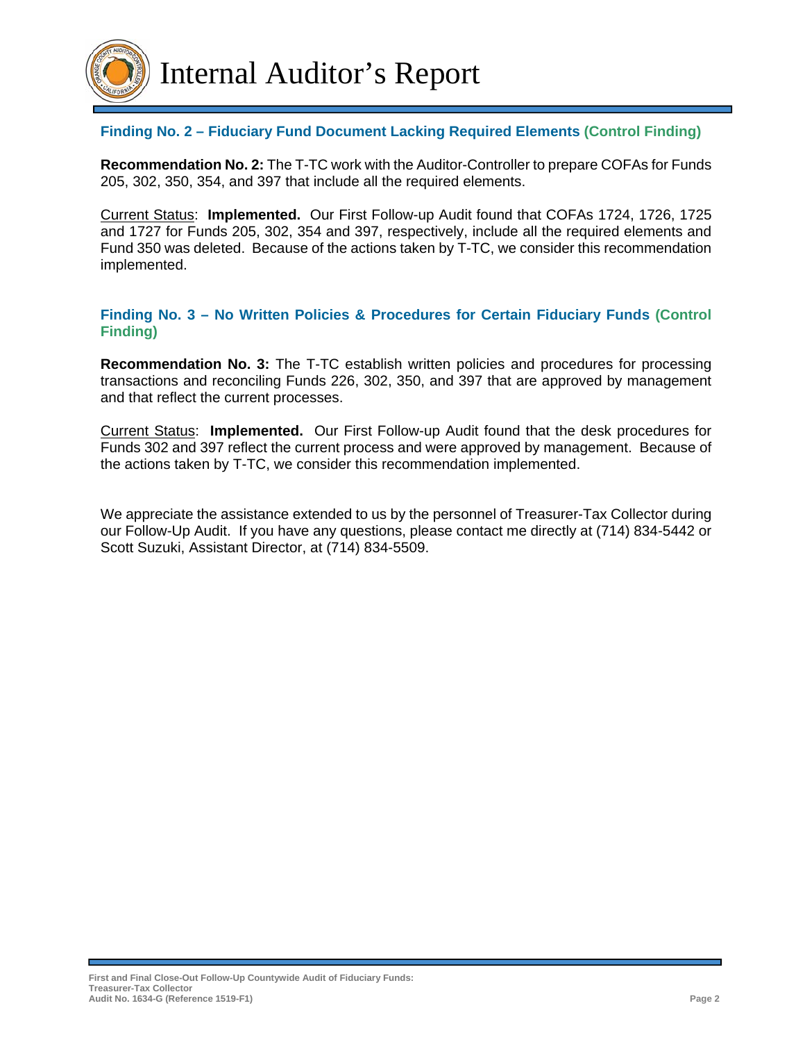### Finding No. 2 – Fiduciary Fund Document Lacking Required Elements (Control Finding)

**Recommendation No. 2:** The T-TC work with the Auditor-Controller to prepare COFAs for Funds 205, 302, 350, 354, and 397 that include all the required elements.

Current Status: **Implemented.** Our First Follow-up Audit found that COFAs 1724, 1726, 1725 and 1727 for Funds 205, 302, 354 and 397, respectively, include all the required elements and Fund 350 was deleted. Because of the actions taken by T-TC, we consider this recommendation implemented.

### Finding No. 3 – No Written Policies & Procedures for Certain Fiduciary Funds (Control Finding)

**Recommendation No. 3:** The T-TC establish written policies and procedures for processing transactions and reconciling Funds 226, 302, 350, and 397 that are approved by management and that reflect the current processes.

Current Status: **Implemented.** Our First Follow-up Audit found that the desk procedures for Funds 302 and 397 reflect the current process and were approved by management. Because of the actions taken by T-TC, we consider this recommendation implemented.

We appreciate the assistance extended to us by the personnel of Treasurer-Tax Collector during our Follow-Up Audit. If you have any questions, please contact me directly at (714) 834-5442 or Scott Suzuki, Assistant Director, at (714) 834-5509.